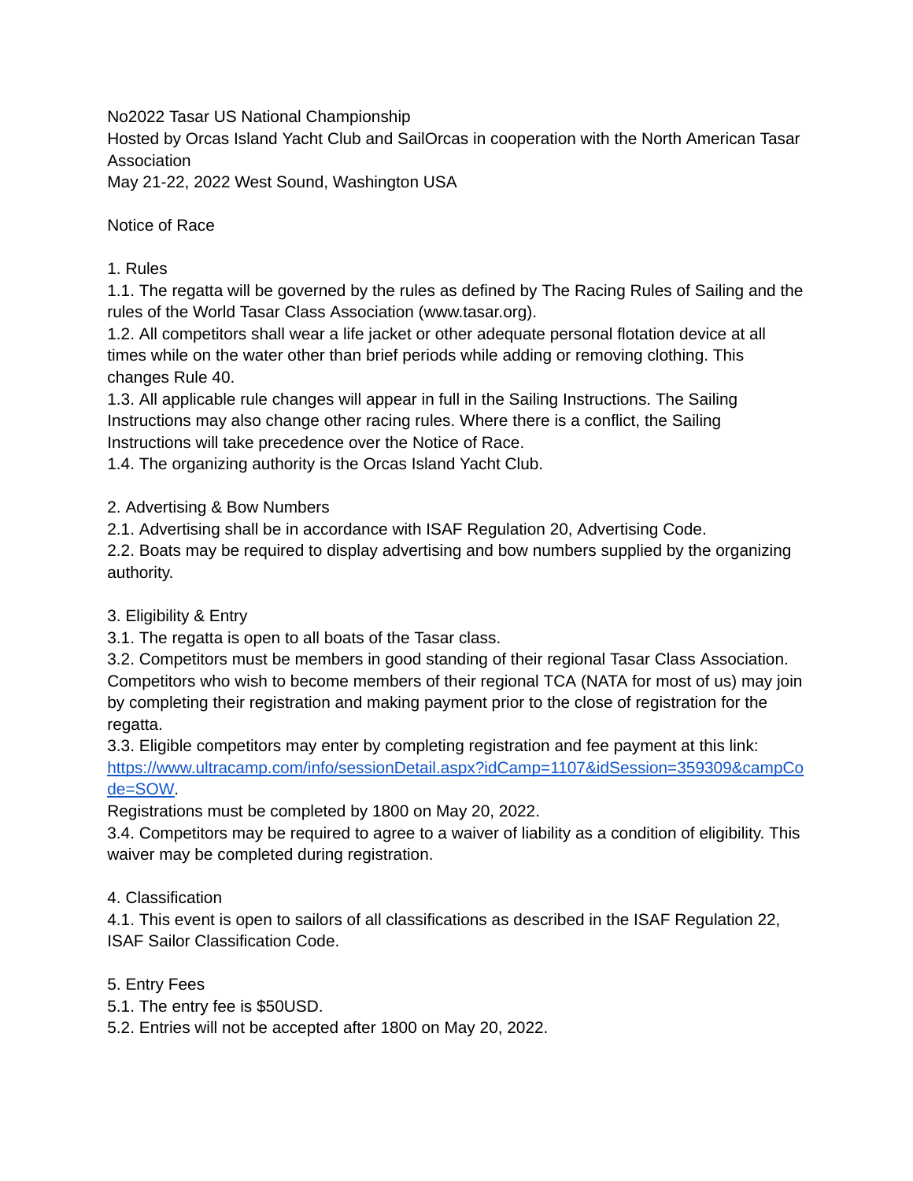No2022 Tasar US National Championship
Hosted by Orcas Island Yacht Club and SailOrcas in cooperation with the North American Tasar Association
May 21-22, 2022 West Sound, Washington USA

# Notice of Race

## 1. Rules

1.1. The regatta will be governed by the rules as defined by The Racing Rules of Sailing and the rules of the World Tasar Class Association (www.tasar.org).

1.2. All competitors shall wear a life jacket or other adequate personal flotation device at all times while on the water other than brief periods while adding or removing clothing. This changes Rule 40.

1.3. All applicable rule changes will appear in full in the Sailing Instructions. The Sailing Instructions may also change other racing rules. Where there is a conflict, the Sailing Instructions will take precedence over the Notice of Race.

1.4. The organizing authority is the Orcas Island Yacht Club.

## 2. Advertising & Bow Numbers

2.1. Advertising shall be in accordance with ISAF Regulation 20, Advertising Code.

2.2. Boats may be required to display advertising and bow numbers supplied by the organizing authority.

## 3. Eligibility & Entry

3.1. The regatta is open to all boats of the Tasar class.

3.2. Competitors must be members in good standing of their regional Tasar Class Association. Competitors who wish to become members of their regional TCA (NATA for most of us) may join by completing their registration and making payment prior to the close of registration for the regatta.

3.3. Eligible competitors may enter by completing registration and fee payment at this link: [https://www.ultracamp.com/info/sessionDetail.aspx?idCamp=1107&idSession=359309&campCode=SOW](https://www.ultracamp.com/info/sessionDetail.aspx?idCamp=1107&idSession=359309&campCode=SOW).
Registrations must be completed by 1800 on May 20, 2022.

3.4. Competitors may be required to agree to a waiver of liability as a condition of eligibility. This waiver may be completed during registration.

## 4. Classification

4.1. This event is open to sailors of all classifications as described in the ISAF Regulation 22, ISAF Sailor Classification Code.

## 5. Entry Fees

5.1. The entry fee is $50USD.

5.2. Entries will not be accepted after 1800 on May 20, 2022.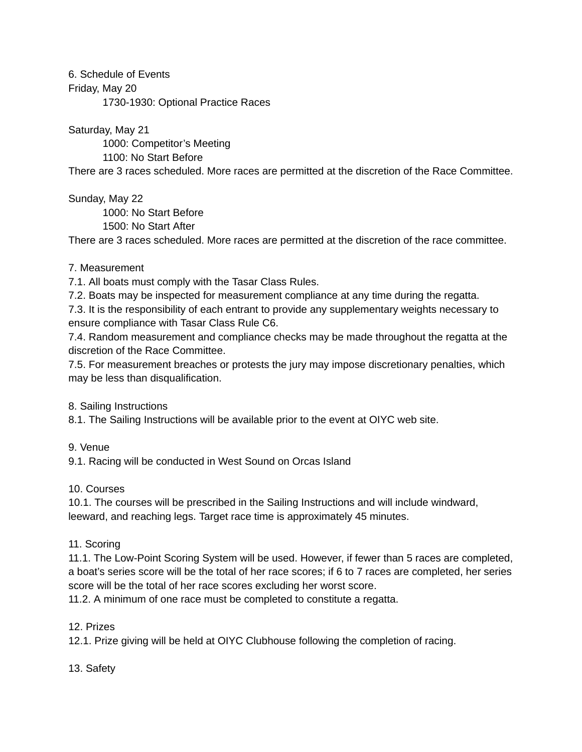## 6. Schedule of Events

Friday, May 20

1730-1930: Optional Practice Races

Saturday, May 21

1000: Competitor’s Meeting

1100: No Start Before

There are 3 races scheduled. More races are permitted at the discretion of the Race Committee.

Sunday, May 22

1000: No Start Before

1500: No Start After

There are 3 races scheduled. More races are permitted at the discretion of the race committee.

## 7. Measurement

7.1. All boats must comply with the Tasar Class Rules.

7.2. Boats may be inspected for measurement compliance at any time during the regatta.

7.3. It is the responsibility of each entrant to provide any supplementary weights necessary to ensure compliance with Tasar Class Rule C6.

7.4. Random measurement and compliance checks may be made throughout the regatta at the discretion of the Race Committee.

7.5. For measurement breaches or protests the jury may impose discretionary penalties, which may be less than disqualification.

## 8. Sailing Instructions

8.1. The Sailing Instructions will be available prior to the event at OIYC web site.

## 9. Venue

9.1. Racing will be conducted in West Sound on Orcas Island

## 10. Courses

10.1. The courses will be prescribed in the Sailing Instructions and will include windward, leeward, and reaching legs. Target race time is approximately 45 minutes.

## 11. Scoring

11.1. The Low-Point Scoring System will be used. However, if fewer than 5 races are completed, a boat’s series score will be the total of her race scores; if 6 to 7 races are completed, her series score will be the total of her race scores excluding her worst score.

11.2. A minimum of one race must be completed to constitute a regatta.

## 12. Prizes

12.1. Prize giving will be held at OIYC Clubhouse following the completion of racing.

## 13. Safety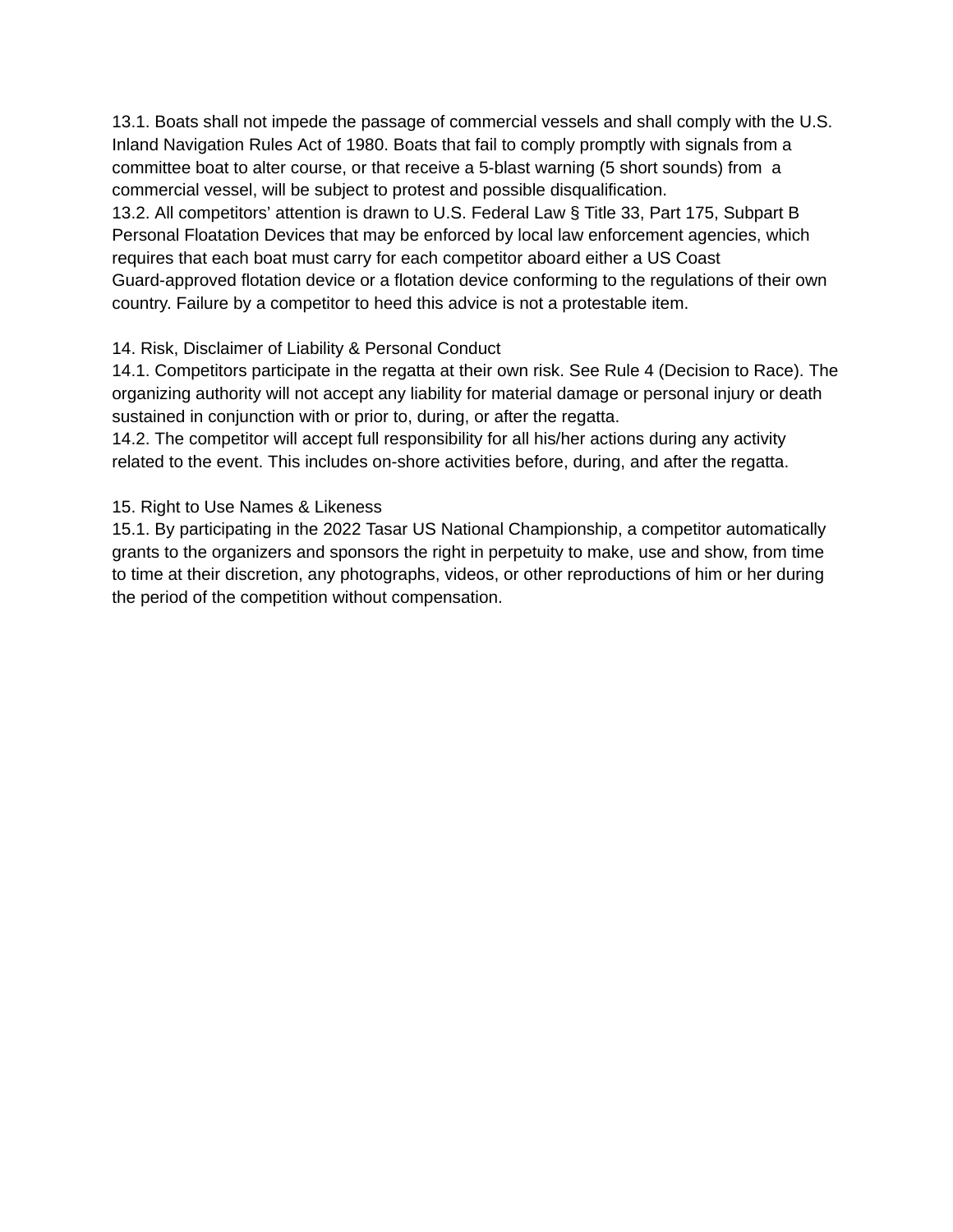13.1. Boats shall not impede the passage of commercial vessels and shall comply with the U.S. Inland Navigation Rules Act of 1980. Boats that fail to comply promptly with signals from a committee boat to alter course, or that receive a 5-blast warning (5 short sounds) from a commercial vessel, will be subject to protest and possible disqualification.

13.2. All competitors' attention is drawn to U.S. Federal Law § Title 33, Part 175, Subpart B Personal Floatation Devices that may be enforced by local law enforcement agencies, which requires that each boat must carry for each competitor aboard either a US Coast Guard-approved flotation device or a flotation device conforming to the regulations of their own country. Failure by a competitor to heed this advice is not a protestable item.

## 14. Risk, Disclaimer of Liability & Personal Conduct

14.1. Competitors participate in the regatta at their own risk. See Rule 4 (Decision to Race). The organizing authority will not accept any liability for material damage or personal injury or death sustained in conjunction with or prior to, during, or after the regatta.

14.2. The competitor will accept full responsibility for all his/her actions during any activity related to the event. This includes on-shore activities before, during, and after the regatta.

## 15. Right to Use Names & Likeness

15.1. By participating in the 2022 Tasar US National Championship, a competitor automatically grants to the organizers and sponsors the right in perpetuity to make, use and show, from time to time at their discretion, any photographs, videos, or other reproductions of him or her during the period of the competition without compensation.